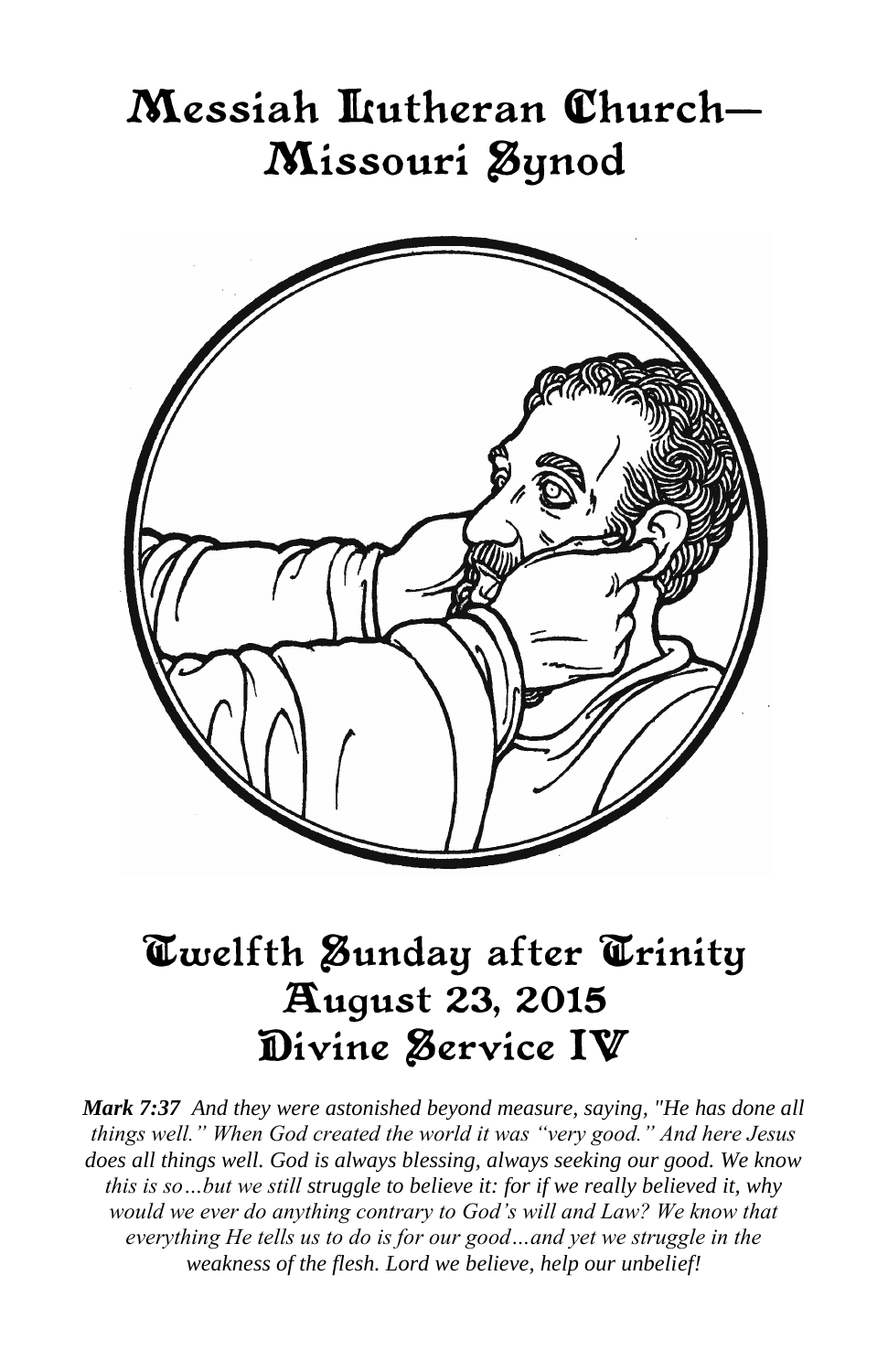# Messiah Lutheran Church— Missouri Synod

# Twelfth Sunday after Trinity
# August 23, 2015
# Divine Service IV

***Mark 7:37*** *And they were astonished beyond measure, saying, "He has done all things well." When God created the world it was "very good." And here Jesus does all things well. God is always blessing, always seeking our good. We know this is so…but we still struggle to believe it: for if we really believed it, why would we ever do anything contrary to God's will and Law? We know that everything He tells us to do is for our good…and yet we struggle in the weakness of the flesh. Lord we believe, help our unbelief!*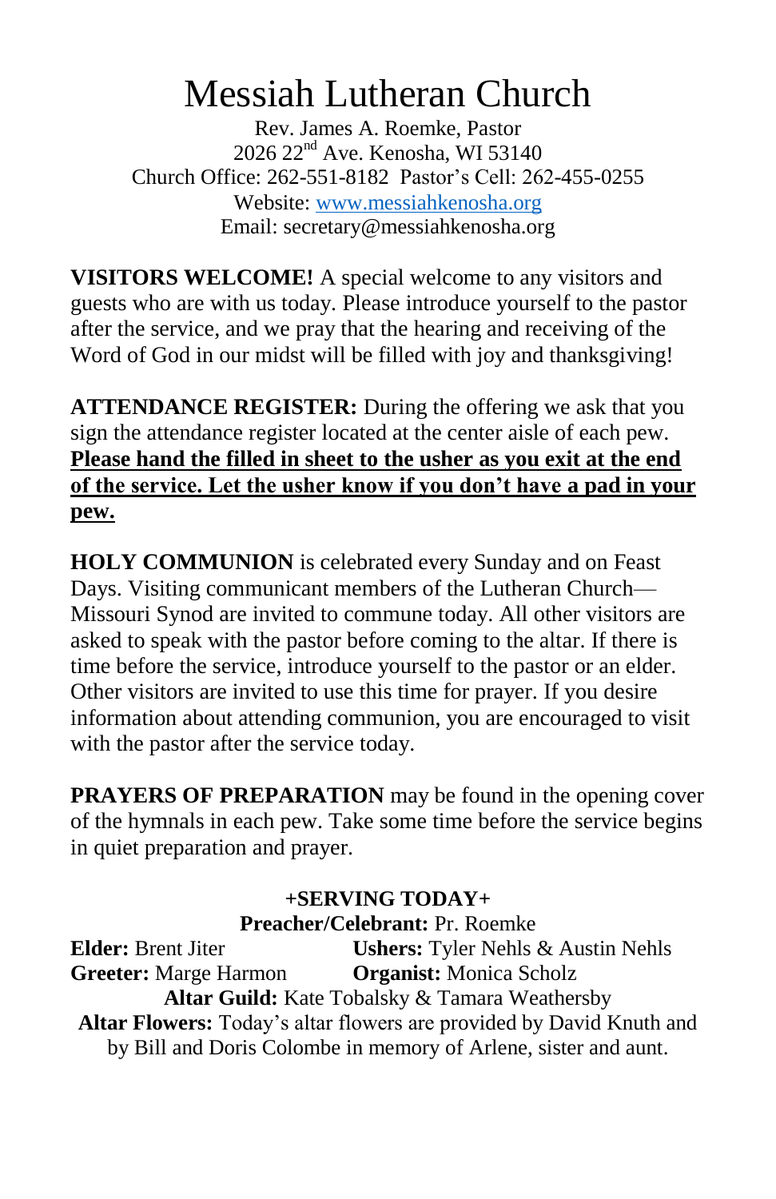# Messiah Lutheran Church

Rev. James A. Roemke, Pastor
2026 22nd Ave. Kenosha, WI 53140
Church Office: 262-551-8182 Pastor's Cell: 262-455-0255
Website: [www.messiahkenosha.org](http://www.messiahkenosha.org)
Email: secretary@messiahkenosha.org

**VISITORS WELCOME!** A special welcome to any visitors and guests who are with us today. Please introduce yourself to the pastor after the service, and we pray that the hearing and receiving of the Word of God in our midst will be filled with joy and thanksgiving!

**ATTENDANCE REGISTER:** During the offering we ask that you sign the attendance register located at the center aisle of each pew. **Please hand the filled in sheet to the usher as you exit at the end of the service. Let the usher know if you don't have a pad in your pew.**

**HOLY COMMUNION** is celebrated every Sunday and on Feast Days. Visiting communicant members of the Lutheran Church—Missouri Synod are invited to commune today. All other visitors are asked to speak with the pastor before coming to the altar. If there is time before the service, introduce yourself to the pastor or an elder. Other visitors are invited to use this time for prayer. If you desire information about attending communion, you are encouraged to visit with the pastor after the service today.

**PRAYERS OF PREPARATION** may be found in the opening cover of the hymnals in each pew. Take some time before the service begins in quiet preparation and prayer.

**+SERVING TODAY+**

**Preacher/Celebrant:** Pr. Roemke

**Elder:** Brent Jiter

**Ushers:** Tyler Nehls & Austin Nehls

**Greeter:** Marge Harmon

**Organist:** Monica Scholz

**Altar Guild:** Kate Tobalsky & Tamara Weathersby

**Altar Flowers:** Today's altar flowers are provided by David Knuth and by Bill and Doris Colombe in memory of Arlene, sister and aunt.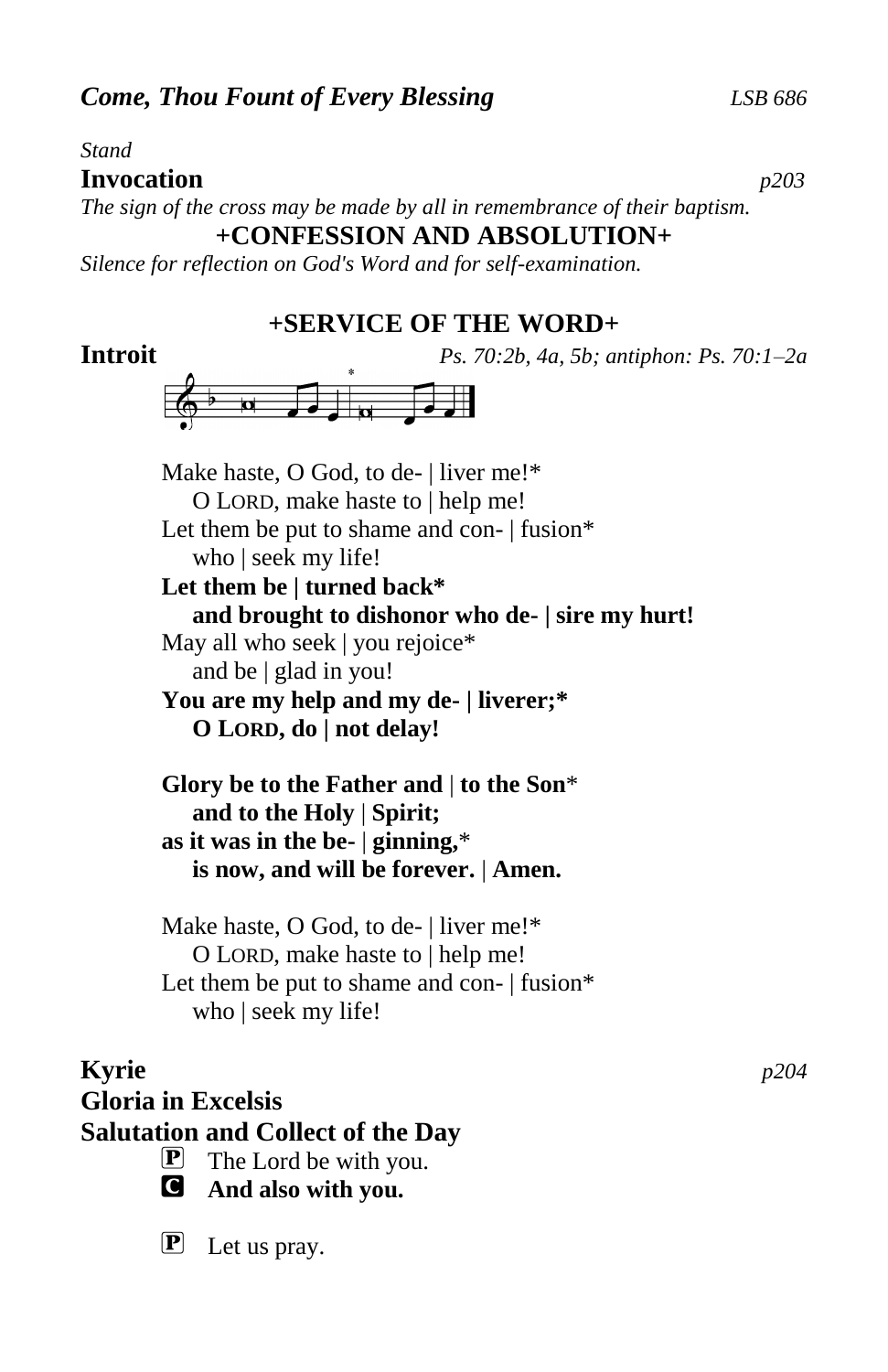***Come, Thou Fount of Every Blessing*** *LSB 686*

*Stand*

**Invocation** *p203*

*The sign of the cross may be made by all in remembrance of their baptism.*

**+CONFESSION AND ABSOLUTION+**

*Silence for reflection on God's Word and for self-examination.*

## +SERVICE OF THE WORD+

**Introit** *Ps. 70:2b, 4a, 5b; antiphon: Ps. 70:1–2a*

Make haste, O God, to de- | liver me!*
 O LORD, make haste to | help me!
Let them be put to shame and con- | fusion*
 who | seek my life!
**Let them be | turned back***
 **and brought to dishonor who de- | sire my hurt!**
May all who seek | you rejoice*
 and be | glad in you!
**You are my help and my de- | liverer;***
 **O LORD, do | not delay!**

**Glory be to the Father and | to the Son***
 **and to the Holy | Spirit;**
**as it was in the be- | ginning,***
 **is now, and will be forever. | Amen.**

Make haste, O God, to de- | liver me!*
 O LORD, make haste to | help me!
Let them be put to shame and con- | fusion*
 who | seek my life!

**Kyrie** *p204*

**Gloria in Excelsis**

**Salutation and Collect of the Day**

P The Lord be with you.
C **And also with you.**

P Let us pray.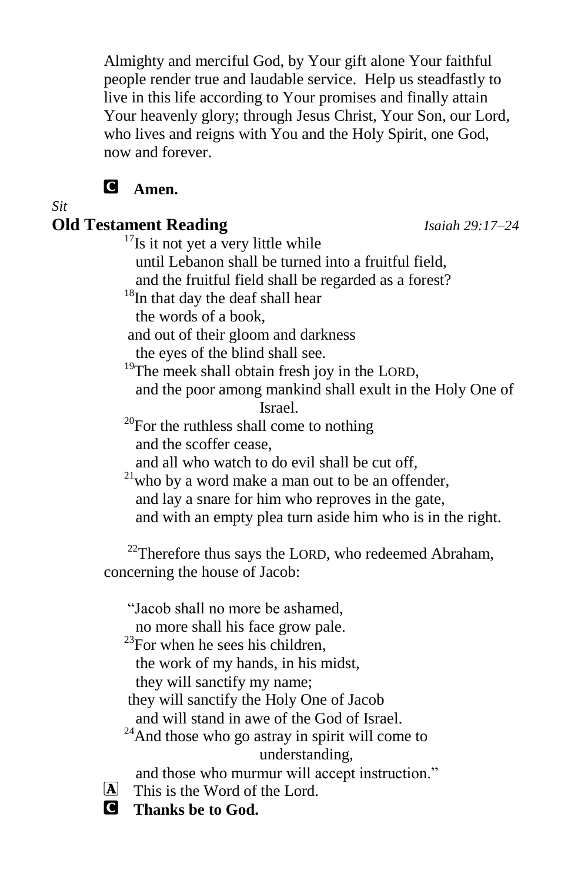Almighty and merciful God, by Your gift alone Your faithful people render true and laudable service. Help us steadfastly to live in this life according to Your promises and finally attain Your heavenly glory; through Jesus Christ, Your Son, our Lord, who lives and reigns with You and the Holy Spirit, one God, now and forever.

**C** **Amen.**

*Sit*

## Old Testament Reading *Isaiah 29:17–24*

[17]Is it not yet a very little while
until Lebanon shall be turned into a fruitful field,
and the fruitful field shall be regarded as a forest?
[18]In that day the deaf shall hear
the words of a book,
and out of their gloom and darkness
the eyes of the blind shall see.
[19]The meek shall obtain fresh joy in the LORD,
and the poor among mankind shall exult in the Holy One of Israel.
[20]For the ruthless shall come to nothing
and the scoffer cease,
and all who watch to do evil shall be cut off,
[21]who by a word make a man out to be an offender,
and lay a snare for him who reproves in the gate,
and with an empty plea turn aside him who is in the right.

[22]Therefore thus says the LORD, who redeemed Abraham, concerning the house of Jacob:

"Jacob shall no more be ashamed,
no more shall his face grow pale.
[23]For when he sees his children,
the work of my hands, in his midst,
they will sanctify my name;
they will sanctify the Holy One of Jacob
and will stand in awe of the God of Israel.
[24]And those who go astray in spirit will come to understanding,
and those who murmur will accept instruction."

**A** This is the Word of the Lord.

**C** **Thanks be to God.**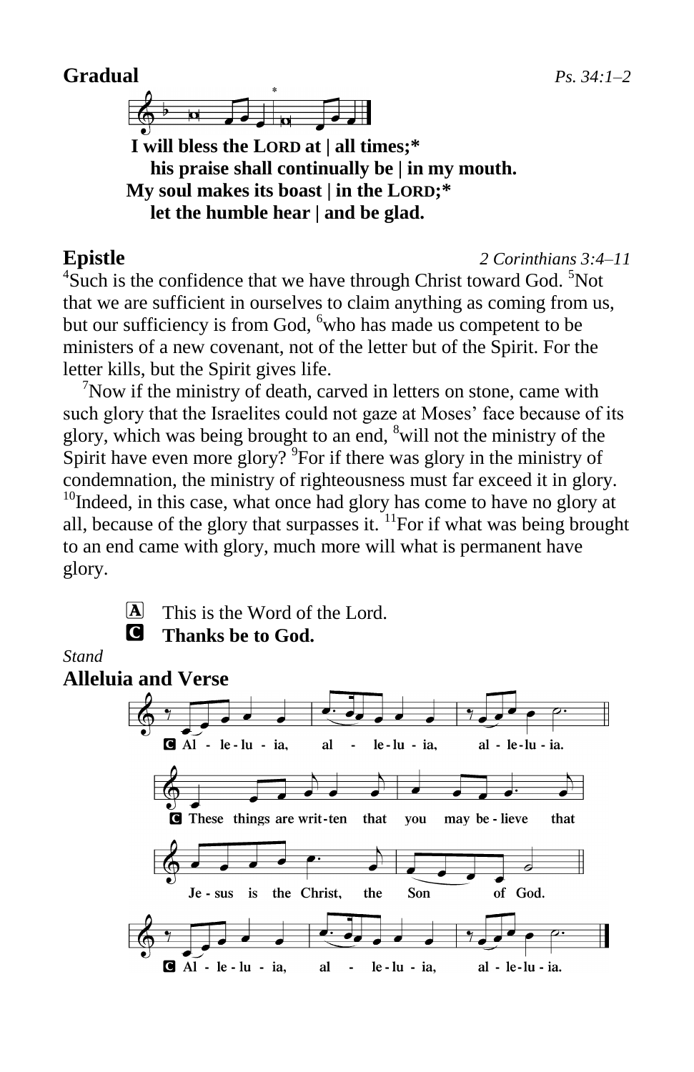**Gradual** *Ps. 34:1–2*

**I will bless the LORD at | all times;***
**his praise shall continually be | in my mouth.**
**My soul makes its boast | in the LORD;***
**let the humble hear | and be glad.**

**Epistle** *2 Corinthians 3:4–11*

[4]Such is the confidence that we have through Christ toward God. [5]Not that we are sufficient in ourselves to claim anything as coming from us, but our sufficiency is from God, [6]who has made us competent to be ministers of a new covenant, not of the letter but of the Spirit. For the letter kills, but the Spirit gives life.

[7]Now if the ministry of death, carved in letters on stone, came with such glory that the Israelites could not gaze at Moses' face because of its glory, which was being brought to an end, [8]will not the ministry of the Spirit have even more glory? [9]For if there was glory in the ministry of condemnation, the ministry of righteousness must far exceed it in glory. [10]Indeed, in this case, what once had glory has come to have no glory at all, because of the glory that surpasses it. [11]For if what was being brought to an end came with glory, much more will what is permanent have glory.

A This is the Word of the Lord.
C **Thanks be to God.**

*Stand*

**Alleluia and Verse**

C Al - le - lu - ia, al - le - lu - ia, al - le - lu - ia.

C These things are writ - ten that you may be - lieve that Je - sus is the Christ, the Son of God.

C Al - le - lu - ia, al - le - lu - ia, al - le - lu - ia.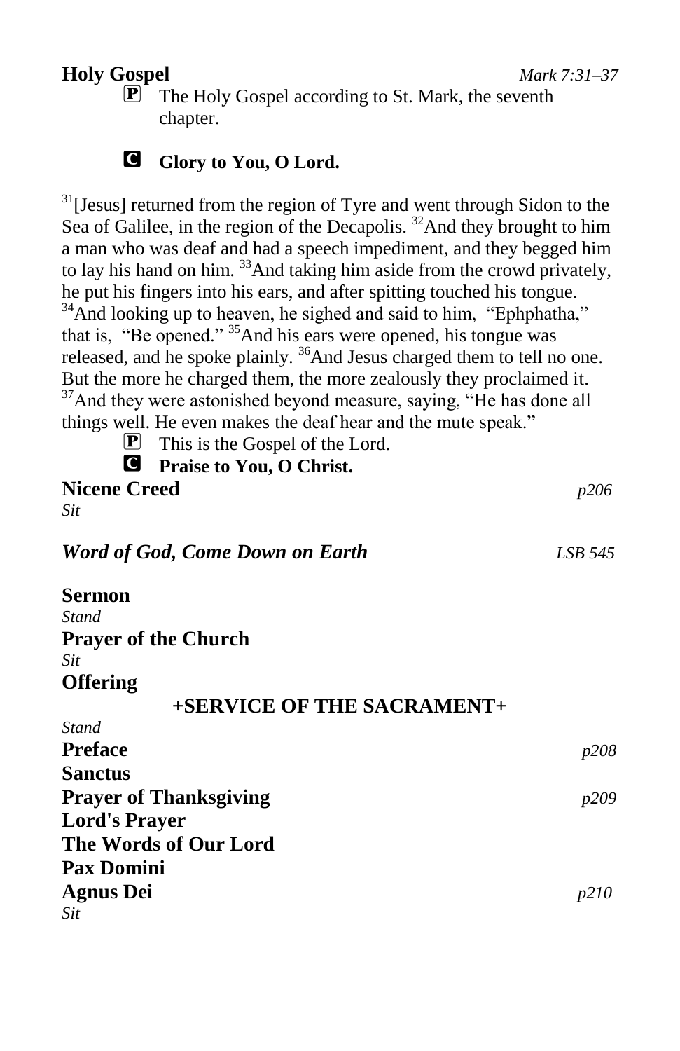**Holy Gospel** *Mark 7:31–37*

P The Holy Gospel according to St. Mark, the seventh chapter.

C **Glory to You, O Lord.**

[31][Jesus] returned from the region of Tyre and went through Sidon to the Sea of Galilee, in the region of the Decapolis. [32]And they brought to him a man who was deaf and had a speech impediment, and they begged him to lay his hand on him. [33]And taking him aside from the crowd privately, he put his fingers into his ears, and after spitting touched his tongue. [34]And looking up to heaven, he sighed and said to him, "Ephphatha," that is, "Be opened." [35]And his ears were opened, his tongue was released, and he spoke plainly. [36]And Jesus charged them to tell no one. But the more he charged them, the more zealously they proclaimed it. [37]And they were astonished beyond measure, saying, "He has done all things well. He even makes the deaf hear and the mute speak."

P This is the Gospel of the Lord.

C **Praise to You, O Christ.**

**Nicene Creed** *p206*

*Sit*

***Word of God, Come Down on Earth*** *LSB 545*

**Sermon**

*Stand*

**Prayer of the Church**

*Sit*

**Offering**

**+SERVICE OF THE SACRAMENT+**

*Stand*

**Preface** *p208*

**Sanctus**

**Prayer of Thanksgiving** *p209*

**Lord's Prayer**

**The Words of Our Lord**

**Pax Domini**

**Agnus Dei** *p210*

*Sit*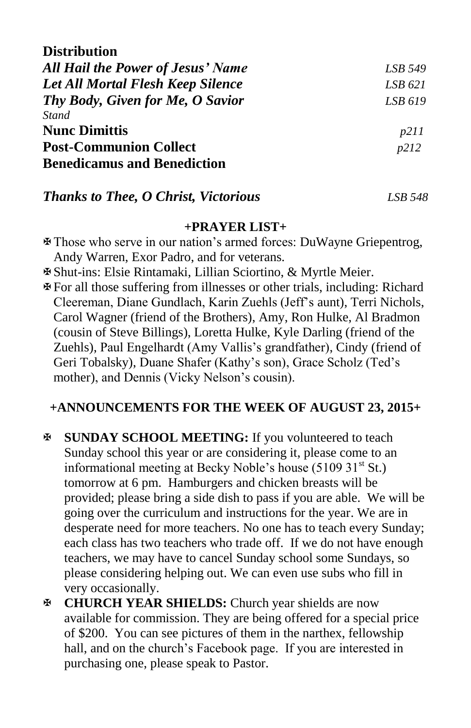**Distribution**

| | |
|---|---|
| ***All Hail the Power of Jesus' Name*** | *LSB 549* |
| ***Let All Mortal Flesh Keep Silence*** | *LSB 621* |
| ***Thy Body, Given for Me, O Savior*** | *LSB 619* |

*Stand*

| | |
|---|---|
| **Nunc Dimittis** | *p211* |
| **Post-Communion Collect** | *p212* |
| **Benedicamus and Benediction** | |

| | |
|---|---|
| ***Thanks to Thee, O Christ, Victorious*** | *LSB 548* |

**+PRAYER LIST+**

- ✠ Those who serve in our nation's armed forces: DuWayne Griepentrog, Andy Warren, Exor Padro, and for veterans.
- ✠ Shut-ins: Elsie Rintamaki, Lillian Sciortino, & Myrtle Meier.
- ✠ For all those suffering from illnesses or other trials, including: Richard Cleereman, Diane Gundlach, Karin Zuehls (Jeff's aunt), Terri Nichols, Carol Wagner (friend of the Brothers), Amy, Ron Hulke, Al Bradmon (cousin of Steve Billings), Loretta Hulke, Kyle Darling (friend of the Zuehls), Paul Engelhardt (Amy Vallis's grandfather), Cindy (friend of Geri Tobalsky), Duane Shafer (Kathy's son), Grace Scholz (Ted's mother), and Dennis (Vicky Nelson's cousin).

**+ANNOUNCEMENTS FOR THE WEEK OF AUGUST 23, 2015+**

- ✠ **SUNDAY SCHOOL MEETING:** If you volunteered to teach Sunday school this year or are considering it, please come to an informational meeting at Becky Noble's house (5109 31st St.) tomorrow at 6 pm. Hamburgers and chicken breasts will be provided; please bring a side dish to pass if you are able. We will be going over the curriculum and instructions for the year. We are in desperate need for more teachers. No one has to teach every Sunday; each class has two teachers who trade off. If we do not have enough teachers, we may have to cancel Sunday school some Sundays, so please considering helping out. We can even use subs who fill in very occasionally.
- ✠ **CHURCH YEAR SHIELDS:** Church year shields are now available for commission. They are being offered for a special price of $200. You can see pictures of them in the narthex, fellowship hall, and on the church's Facebook page. If you are interested in purchasing one, please speak to Pastor.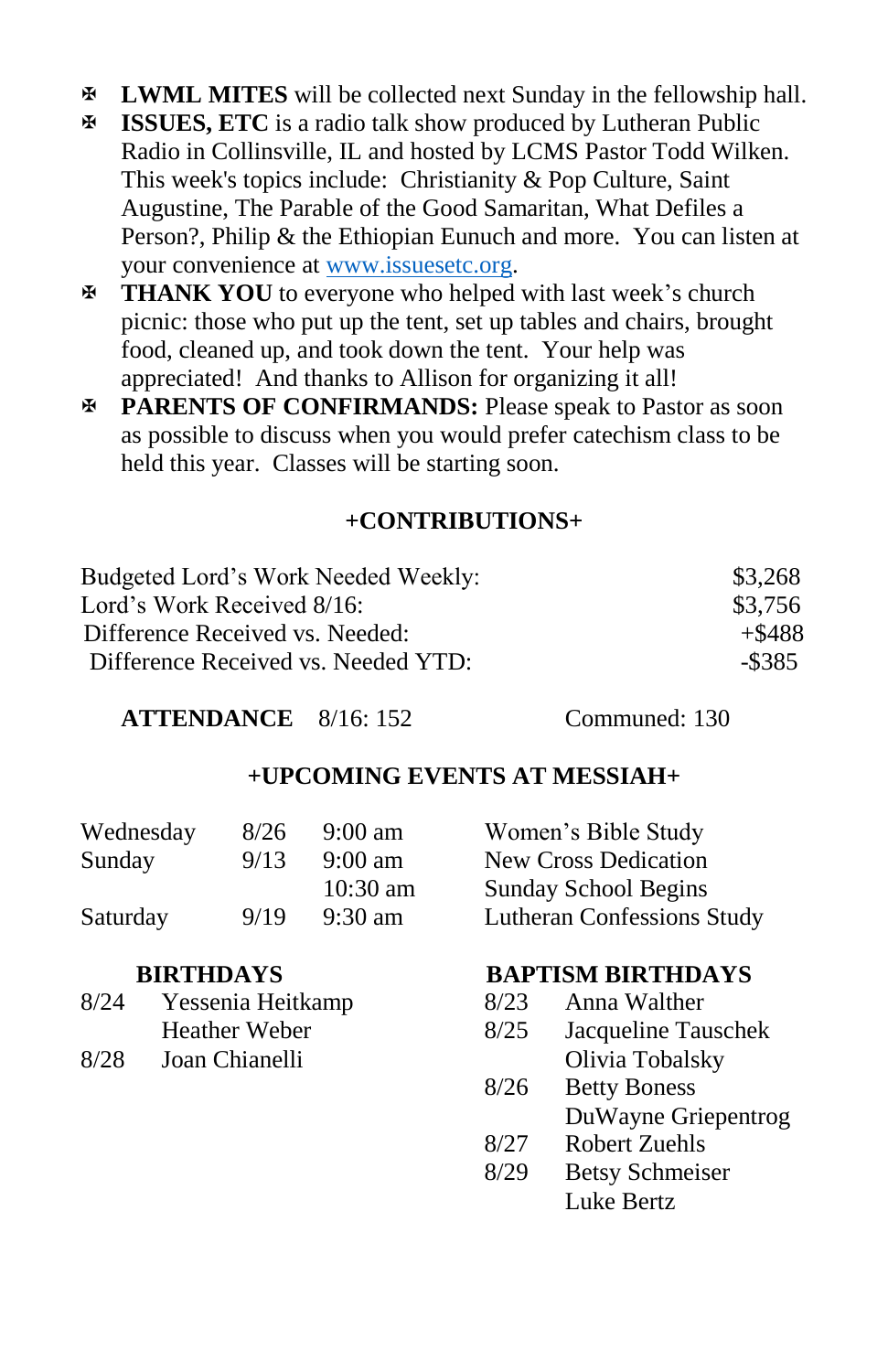- **LWML MITES** will be collected next Sunday in the fellowship hall.
- **ISSUES, ETC** is a radio talk show produced by Lutheran Public Radio in Collinsville, IL and hosted by LCMS Pastor Todd Wilken. This week's topics include: Christianity & Pop Culture, Saint Augustine, The Parable of the Good Samaritan, What Defiles a Person?, Philip & the Ethiopian Eunuch and more. You can listen at your convenience at www.issuesetc.org.
- **THANK YOU** to everyone who helped with last week's church picnic: those who put up the tent, set up tables and chairs, brought food, cleaned up, and took down the tent. Your help was appreciated! And thanks to Allison for organizing it all!
- **PARENTS OF CONFIRMANDS:** Please speak to Pastor as soon as possible to discuss when you would prefer catechism class to be held this year. Classes will be starting soon.

## +CONTRIBUTIONS+

| | |
|---|---|
| Budgeted Lord's Work Needed Weekly: | $3,268 |
| Lord's Work Received 8/16: | $3,756 |
| Difference Received vs. Needed: | +$488 |
| Difference Received vs. Needed YTD: | -$385 |

**ATTENDANCE** 8/16: 152 Communed: 130

## +UPCOMING EVENTS AT MESSIAH+

| | | | |
|---|---|---|---|
| Wednesday | 8/26 | 9:00 am | Women's Bible Study |
| Sunday | 9/13 | 9:00 am | New Cross Dedication |
| | | 10:30 am | Sunday School Begins |
| Saturday | 9/19 | 9:30 am | Lutheran Confessions Study |

**BIRTHDAYS**

| | |
|---|---|
| 8/24 | Yessenia Heitkamp |
| | Heather Weber |
| 8/28 | Joan Chianelli |

**BAPTISM BIRTHDAYS**

| | |
|---|---|
| 8/23 | Anna Walther |
| 8/25 | Jacqueline Tauschek |
| | Olivia Tobalsky |
| 8/26 | Betty Boness |
| | DuWayne Griepentrog |
| 8/27 | Robert Zuehls |
| 8/29 | Betsy Schmeiser |
| | Luke Bertz |